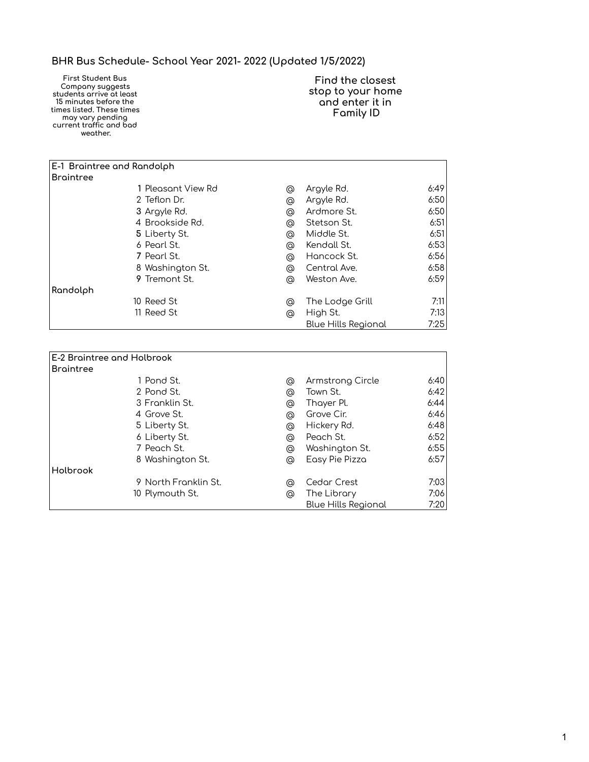# BHR Bus Schedule- School Year 2021- 2022 (Updated 1/5/2022)

**First Student Bus Company suggests students arrive at least 15 minutes before the times listed. These times may vary pending current traffic and bad weather.**

**Find the closest stop to your home and enter it in Family ID**

| E-1 Braintree and Randolph | | | | | |
|---|---|---|---|---|---|
| **Braintree** | | | | | |
| | 1 | Pleasant View Rd | @ | Argyle Rd. | 6:49 |
| | 2 | Teflon Dr. | @ | Argyle Rd. | 6:50 |
| | 3 | Argyle Rd. | @ | Ardmore St. | 6:50 |
| | 4 | Brookside Rd. | @ | Stetson St. | 6:51 |
| | 5 | Liberty St. | @ | Middle St. | 6:51 |
| | 6 | Pearl St. | @ | Kendall St. | 6:53 |
| | 7 | Pearl St. | @ | Hancock St. | 6:56 |
| | 8 | Washington St. | @ | Central Ave. | 6:58 |
| | 9 | Tremont St. | @ | Weston Ave. | 6:59 |
| **Randolph** | | | | | |
| | 10 | Reed St | @ | The Lodge Grill | 7:11 |
| | 11 | Reed St | @ | High St. | 7:13 |
| | | | | Blue Hills Regional | 7:25 |

| E-2 Braintree and Holbrook | | | | | |
|---|---|---|---|---|---|
| **Braintree** | | | | | |
| | 1 | Pond St. | @ | Armstrong Circle | 6:40 |
| | 2 | Pond St. | @ | Town St. | 6:42 |
| | 3 | Franklin St. | @ | Thayer Pl. | 6:44 |
| | 4 | Grove St. | @ | Grove Cir. | 6:46 |
| | 5 | Liberty St. | @ | Hickery Rd. | 6:48 |
| | 6 | Liberty St. | @ | Peach St. | 6:52 |
| | 7 | Peach St. | @ | Washington St. | 6:55 |
| | 8 | Washington St. | @ | Easy Pie Pizza | 6:57 |
| **Holbrook** | | | | | |
| | 9 | North Franklin St. | @ | Cedar Crest | 7:03 |
| | 10 | Plymouth St. | @ | The Library | 7:06 |
| | | | | Blue Hills Regional | 7:20 |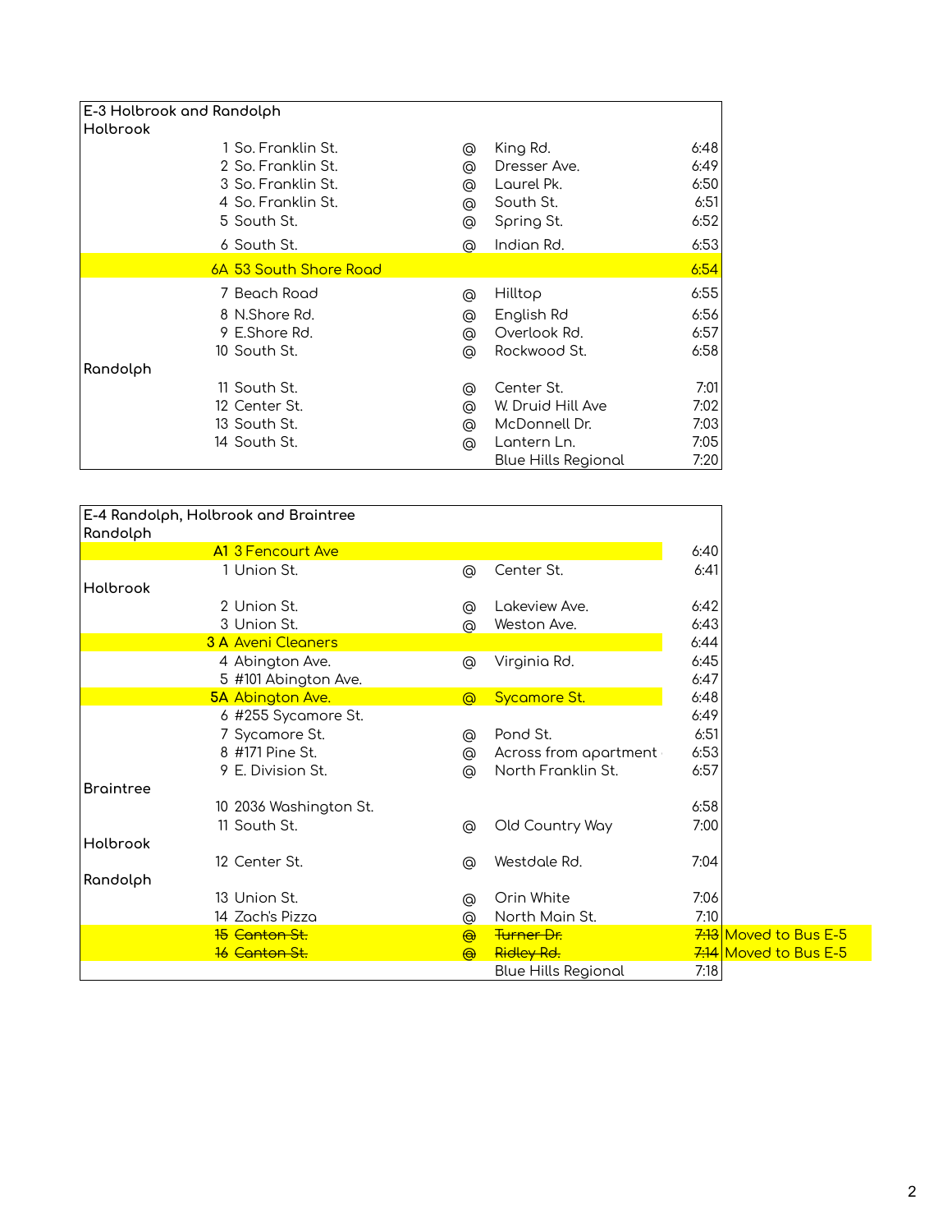## E-3 Holbrook and Randolph

| Town | Stop | Street | @ | Cross Street | Time |
|---|---|---|---|---|---|
| Holbrook | | | | | |
| | 1 | So. Franklin St. | @ | King Rd. | 6:48 |
| | 2 | So. Franklin St. | @ | Dresser Ave. | 6:49 |
| | 3 | So. Franklin St. | @ | Laurel Pk. | 6:50 |
| | 4 | So. Franklin St. | @ | South St. | 6:51 |
| | 5 | South St. | @ | Spring St. | 6:52 |
| | 6 | South St. | @ | Indian Rd. | 6:53 |
| | 6A | 53 South Shore Road | | | 6:54 |
| | 7 | Beach Road | @ | Hilltop | 6:55 |
| | 8 | N.Shore Rd. | @ | English Rd | 6:56 |
| | 9 | E.Shore Rd. | @ | Overlook Rd. | 6:57 |
| | 10 | South St. | @ | Rockwood St. | 6:58 |
| Randolph | | | | | |
| | 11 | South St. | @ | Center St. | 7:01 |
| | 12 | Center St. | @ | W. Druid Hill Ave | 7:02 |
| | 13 | South St. | @ | McDonnell Dr. | 7:03 |
| | 14 | South St. | @ | Lantern Ln. | 7:05 |
| | | | | Blue Hills Regional | 7:20 |

## E-4 Randolph, Holbrook and Braintree

| Town | Stop | Street | @ | Cross Street | Time | Note |
|---|---|---|---|---|---|---|
| Randolph | | | | | | |
| | A1 | 3 Fencourt Ave | | | 6:40 | |
| | 1 | Union St. | @ | Center St. | 6:41 | |
| Holbrook | | | | | | |
| | 2 | Union St. | @ | Lakeview Ave. | 6:42 | |
| | 3 | Union St. | @ | Weston Ave. | 6:43 | |
| | 3 A | Aveni Cleaners | | | 6:44 | |
| | 4 | Abington Ave. | @ | Virginia Rd. | 6:45 | |
| | 5 | #101 Abington Ave. | | | 6:47 | |
| | 5A | Abington Ave. | @ | Sycamore St. | 6:48 | |
| | 6 | #255 Sycamore St. | | | 6:49 | |
| | 7 | Sycamore St. | @ | Pond St. | 6:51 | |
| | 8 | #171 Pine St. | @ | Across from apartment | 6:53 | |
| | 9 | E. Division St. | @ | North Franklin St. | 6:57 | |
| Braintree | | | | | | |
| | 10 | 2036 Washington St. | | | 6:58 | |
| | 11 | South St. | @ | Old Country Way | 7:00 | |
| Holbrook | | | | | | |
| | 12 | Center St. | @ | Westdale Rd. | 7:04 | |
| Randolph | | | | | | |
| | 13 | Union St. | @ | Orin White | 7:06 | |
| | 14 | Zach's Pizza | @ | North Main St. | 7:10 | |
| | ~~15~~ | ~~Canton St.~~ | ~~@~~ | ~~Turner Dr.~~ | ~~7:13~~ | Moved to Bus E-5 |
| | ~~16~~ | ~~Canton St.~~ | ~~@~~ | ~~Ridley Rd.~~ | ~~7:14~~ | Moved to Bus E-5 |
| | | | | Blue Hills Regional | 7:18 | |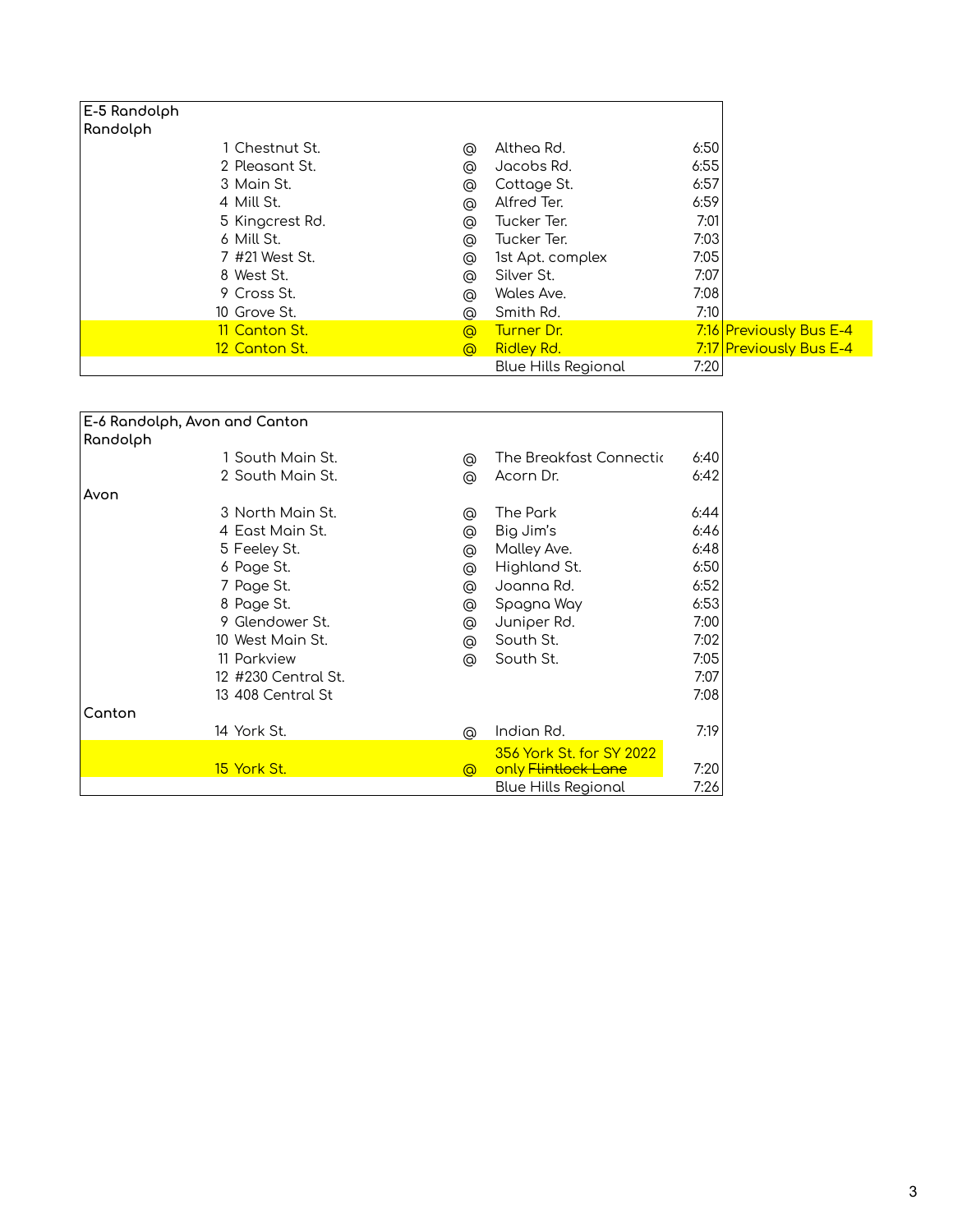| E-5 Randolph | | | | | | |
|---|---|---|---|---|---|---|
| Randolph | | | | | | |
| | 1 | Chestnut St. | @ | Althea Rd. | 6:50 | |
| | 2 | Pleasant St. | @ | Jacobs Rd. | 6:55 | |
| | 3 | Main St. | @ | Cottage St. | 6:57 | |
| | 4 | Mill St. | @ | Alfred Ter. | 6:59 | |
| | 5 | Kingcrest Rd. | @ | Tucker Ter. | 7:01 | |
| | 6 | Mill St. | @ | Tucker Ter. | 7:03 | |
| | 7 | #21 West St. | @ | 1st Apt. complex | 7:05 | |
| | 8 | West St. | @ | Silver St. | 7:07 | |
| | 9 | Cross St. | @ | Wales Ave. | 7:08 | |
| | 10 | Grove St. | @ | Smith Rd. | 7:10 | |
| | 11 | Canton St. | @ | Turner Dr. | 7:16 | Previously Bus E-4 |
| | 12 | Canton St. | @ | Ridley Rd. | 7:17 | Previously Bus E-4 |
| | | | | Blue Hills Regional | 7:20 | |

| E-6 Randolph, Avon and Canton | | | | | |
|---|---|---|---|---|---|
| Randolph | | | | | |
| | 1 | South Main St. | @ | The Breakfast Connectic | 6:40 |
| | 2 | South Main St. | @ | Acorn Dr. | 6:42 |
| Avon | | | | | |
| | 3 | North Main St. | @ | The Park | 6:44 |
| | 4 | East Main St. | @ | Big Jim's | 6:46 |
| | 5 | Feeley St. | @ | Malley Ave. | 6:48 |
| | 6 | Page St. | @ | Highland St. | 6:50 |
| | 7 | Page St. | @ | Joanna Rd. | 6:52 |
| | 8 | Page St. | @ | Spagna Way | 6:53 |
| | 9 | Glendower St. | @ | Juniper Rd. | 7:00 |
| | 10 | West Main St. | @ | South St. | 7:02 |
| | 11 | Parkview | @ | South St. | 7:05 |
| | 12 | #230 Central St. | | | 7:07 |
| | 13 | 408 Central St | | | 7:08 |
| Canton | | | | | |
| | 14 | York St. | @ | Indian Rd. | 7:19 |
| | 15 | York St. | @ | 356 York St. for SY 2022 only ~~Flintlock Lane~~ | 7:20 |
| | | | | Blue Hills Regional | 7:26 |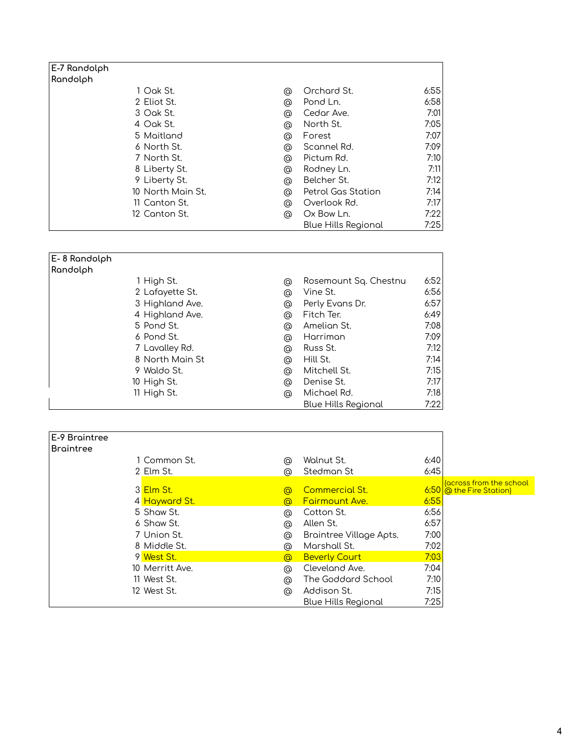## E-7 Randolph

Randolph

| # | Street | | Cross Street | Time |
|---|---|---|---|---|
| 1 | Oak St. | @ | Orchard St. | 6:55 |
| 2 | Eliot St. | @ | Pond Ln. | 6:58 |
| 3 | Oak St. | @ | Cedar Ave. | 7:01 |
| 4 | Oak St. | @ | North St. | 7:05 |
| 5 | Maitland | @ | Forest | 7:07 |
| 6 | North St. | @ | Scannel Rd. | 7:09 |
| 7 | North St. | @ | Pictum Rd. | 7:10 |
| 8 | Liberty St. | @ | Rodney Ln. | 7:11 |
| 9 | Liberty St. | @ | Belcher St. | 7:12 |
| 10 | North Main St. | @ | Petrol Gas Station | 7:14 |
| 11 | Canton St. | @ | Overlook Rd. | 7:17 |
| 12 | Canton St. | @ | Ox Bow Ln. | 7:22 |
| | | | Blue Hills Regional | 7:25 |

## E- 8 Randolph

Randolph

| # | Street | | Cross Street | Time |
|---|---|---|---|---|
| 1 | High St. | @ | Rosemount Sq. Chestnu | 6:52 |
| 2 | Lafayette St. | @ | Vine St. | 6:56 |
| 3 | Highland Ave. | @ | Perly Evans Dr. | 6:57 |
| 4 | Highland Ave. | @ | Fitch Ter. | 6:49 |
| 5 | Pond St. | @ | Amelian St. | 7:08 |
| 6 | Pond St. | @ | Harriman | 7:09 |
| 7 | Lavalley Rd. | @ | Russ St. | 7:12 |
| 8 | North Main St | @ | Hill St. | 7:14 |
| 9 | Waldo St. | @ | Mitchell St. | 7:15 |
| 10 | High St. | @ | Denise St. | 7:17 |
| 11 | High St. | @ | Michael Rd. | 7:18 |
| | | | Blue Hills Regional | 7:22 |

## E-9 Braintree

Braintree

| # | Street | | Cross Street | Time | |
|---|---|---|---|---|---|
| 1 | Common St. | @ | Walnut St. | 6:40 | |
| 2 | Elm St. | @ | Stedman St | 6:45 | |
| 3 | Elm St. | @ | Commercial St. | 6:50 | (across from the school @ the Fire Station) |
| 4 | Hayward St. | @ | Fairmount Ave. | 6:55 | |
| 5 | Shaw St. | @ | Cotton St. | 6:56 | |
| 6 | Shaw St. | @ | Allen St. | 6:57 | |
| 7 | Union St. | @ | Braintree Village Apts. | 7:00 | |
| 8 | Middle St. | @ | Marshall St. | 7:02 | |
| 9 | West St. | @ | Beverly Court | 7:03 | |
| 10 | Merritt Ave. | @ | Cleveland Ave. | 7:04 | |
| 11 | West St. | @ | The Goddard School | 7:10 | |
| 12 | West St. | @ | Addison St. | 7:15 | |
| | | | Blue Hills Regional | 7:25 | |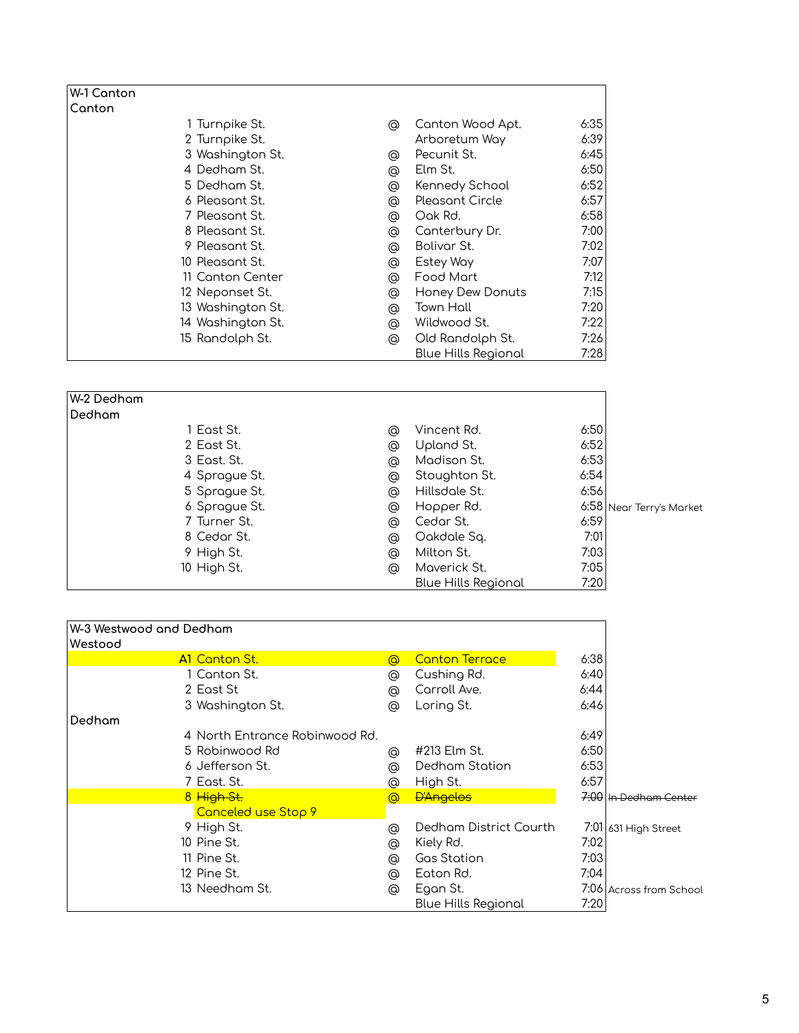## W-1 Canton

**Canton**

| # | Street | | Location | Time | Note |
|---|---|---|---|---|---|
| 1 | Turnpike St. | @ | Canton Wood Apt. | 6:35 | |
| 2 | Turnpike St. | | Arboretum Way | 6:39 | |
| 3 | Washington St. | @ | Pecunit St. | 6:45 | |
| 4 | Dedham St. | @ | Elm St. | 6:50 | |
| 5 | Dedham St. | @ | Kennedy School | 6:52 | |
| 6 | Pleasant St. | @ | Pleasant Circle | 6:57 | |
| 7 | Pleasant St. | @ | Oak Rd. | 6:58 | |
| 8 | Pleasant St. | @ | Canterbury Dr. | 7:00 | |
| 9 | Pleasant St. | @ | Bolivar St. | 7:02 | |
| 10 | Pleasant St. | @ | Estey Way | 7:07 | |
| 11 | Canton Center | @ | Food Mart | 7:12 | |
| 12 | Neponset St. | @ | Honey Dew Donuts | 7:15 | |
| 13 | Washington St. | @ | Town Hall | 7:20 | |
| 14 | Washington St. | @ | Wildwood St. | 7:22 | |
| 15 | Randolph St. | @ | Old Randolph St. | 7:26 | |
| | | | Blue Hills Regional | 7:28 | |

## W-2 Dedham

**Dedham**

| # | Street | | Location | Time | Note |
|---|---|---|---|---|---|
| 1 | East St. | @ | Vincent Rd. | 6:50 | |
| 2 | East St. | @ | Upland St. | 6:52 | |
| 3 | East. St. | @ | Madison St. | 6:53 | |
| 4 | Sprague St. | @ | Stoughton St. | 6:54 | |
| 5 | Sprague St. | @ | Hillsdale St. | 6:56 | |
| 6 | Sprague St. | @ | Hopper Rd. | 6:58 | Near Terry's Market |
| 7 | Turner St. | @ | Cedar St. | 6:59 | |
| 8 | Cedar St. | @ | Oakdale Sq. | 7:01 | |
| 9 | High St. | @ | Milton St. | 7:03 | |
| 10 | High St. | @ | Maverick St. | 7:05 | |
| | | | Blue Hills Regional | 7:20 | |

## W-3 Westwood and Dedham

| # | Street | | Location | Time | Note |
|---|---|---|---|---|---|
| **Westood** | | | | | |
| A1 | Canton St. | @ | Canton Terrace | 6:38 | |
| 1 | Canton St. | @ | Cushing Rd. | 6:40 | |
| 2 | East St | @ | Carroll Ave. | 6:44 | |
| 3 | Washington St. | @ | Loring St. | 6:46 | |
| **Dedham** | | | | | |
| 4 | North Entrance Robinwood Rd. | | | 6:49 | |
| 5 | Robinwood Rd | @ | #213 Elm St. | 6:50 | |
| 6 | Jefferson St. | @ | Dedham Station | 6:53 | |
| 7 | East. St. | @ | High St. | 6:57 | |
| 8 | ~~High St.~~ Canceled use Stop 9 | @ | ~~D'Angelos~~ | ~~7:00~~ | ~~In Dedham Center~~ |
| 9 | High St. | @ | Dedham District Courth | 7:01 | 631 High Street |
| 10 | Pine St. | @ | Kiely Rd. | 7:02 | |
| 11 | Pine St. | @ | Gas Station | 7:03 | |
| 12 | Pine St. | @ | Eaton Rd. | 7:04 | |
| 13 | Needham St. | @ | Egan St. | 7:06 | Across from School |
| | | | Blue Hills Regional | 7:20 | |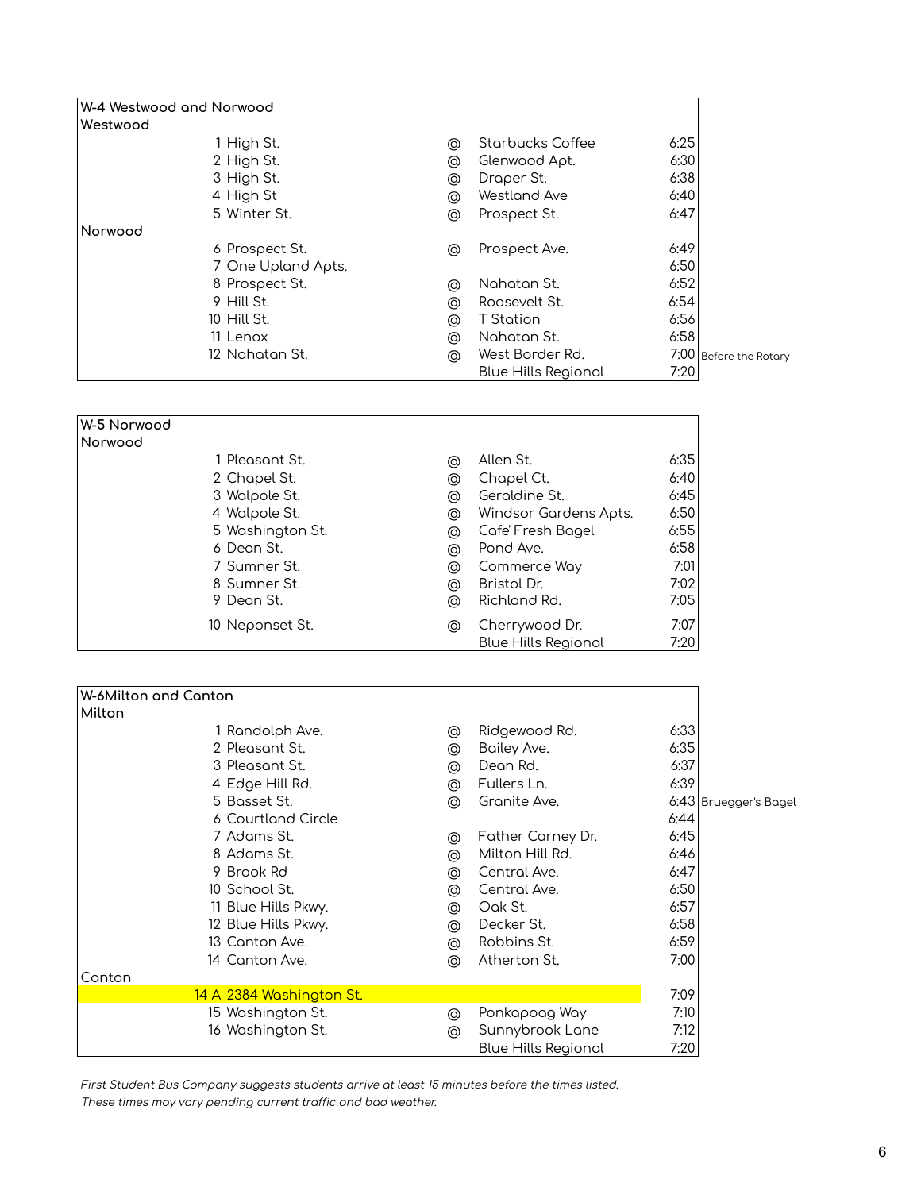| W-4 Westwood and Norwood | | | | | |
|---|---|---|---|---|---|
| Westwood | | | | | |
| | 1 High St. | @ | Starbucks Coffee | 6:25 | |
| | 2 High St. | @ | Glenwood Apt. | 6:30 | |
| | 3 High St. | @ | Draper St. | 6:38 | |
| | 4 High St | @ | Westland Ave | 6:40 | |
| | 5 Winter St. | @ | Prospect St. | 6:47 | |
| Norwood | | | | | |
| | 6 Prospect St. | @ | Prospect Ave. | 6:49 | |
| | 7 One Upland Apts. | | | 6:50 | |
| | 8 Prospect St. | @ | Nahatan St. | 6:52 | |
| | 9 Hill St. | @ | Roosevelt St. | 6:54 | |
| | 10 Hill St. | @ | T Station | 6:56 | |
| | 11 Lenox | @ | Nahatan St. | 6:58 | |
| | 12 Nahatan St. | @ | West Border Rd. | 7:00 | Before the Rotary |
| | | | Blue Hills Regional | 7:20 | |

| W-5 Norwood | | | | |
|---|---|---|---|---|
| Norwood | | | | |
| | 1 Pleasant St. | @ | Allen St. | 6:35 |
| | 2 Chapel St. | @ | Chapel Ct. | 6:40 |
| | 3 Walpole St. | @ | Geraldine St. | 6:45 |
| | 4 Walpole St. | @ | Windsor Gardens Apts. | 6:50 |
| | 5 Washington St. | @ | Cafe' Fresh Bagel | 6:55 |
| | 6 Dean St. | @ | Pond Ave. | 6:58 |
| | 7 Sumner St. | @ | Commerce Way | 7:01 |
| | 8 Sumner St. | @ | Bristol Dr. | 7:02 |
| | 9 Dean St. | @ | Richland Rd. | 7:05 |
| | 10 Neponset St. | @ | Cherrywood Dr. | 7:07 |
| | | | Blue Hills Regional | 7:20 |

| W-6Milton and Canton | | | | | |
|---|---|---|---|---|---|
| Milton | | | | | |
| | 1 Randolph Ave. | @ | Ridgewood Rd. | 6:33 | |
| | 2 Pleasant St. | @ | Bailey Ave. | 6:35 | |
| | 3 Pleasant St. | @ | Dean Rd. | 6:37 | |
| | 4 Edge Hill Rd. | @ | Fullers Ln. | 6:39 | |
| | 5 Basset St. | @ | Granite Ave. | 6:43 | Bruegger's Bagel |
| | 6 Courtland Circle | | | 6:44 | |
| | 7 Adams St. | @ | Father Carney Dr. | 6:45 | |
| | 8 Adams St. | @ | Milton Hill Rd. | 6:46 | |
| | 9 Brook Rd | @ | Central Ave. | 6:47 | |
| | 10 School St. | @ | Central Ave. | 6:50 | |
| | 11 Blue Hills Pkwy. | @ | Oak St. | 6:57 | |
| | 12 Blue Hills Pkwy. | @ | Decker St. | 6:58 | |
| | 13 Canton Ave. | @ | Robbins St. | 6:59 | |
| | 14 Canton Ave. | @ | Atherton St. | 7:00 | |
| Canton | | | | | |
| | 14 A 2384 Washington St. | | | 7:09 | |
| | 15 Washington St. | @ | Ponkapoag Way | 7:10 | |
| | 16 Washington St. | @ | Sunnybrook Lane | 7:12 | |
| | | | Blue Hills Regional | 7:20 | |

*First Student Bus Company suggests students arrive at least 15 minutes before the times listed.*
*These times may vary pending current traffic and bad weather.*